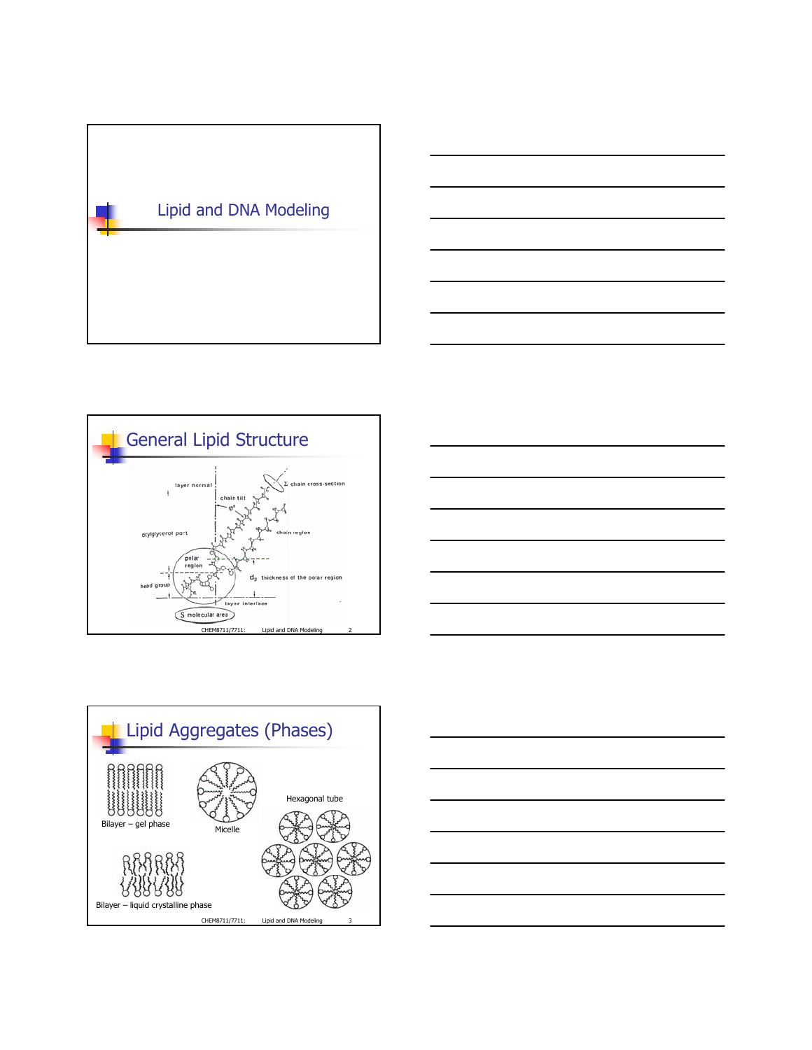# Lipid and DNA Modeling

## General Lipid Structure

layer normal

chain tilt

$\Sigma$ chain cross-section

acylglycerol part

chain region

polar region

head group

$d_p$ thickness of the polar region

layer interface

S molecular area

## Lipid Aggregates (Phases)

Bilayer – gel phase

Micelle

Hexagonal tube

Bilayer – liquid crystalline phase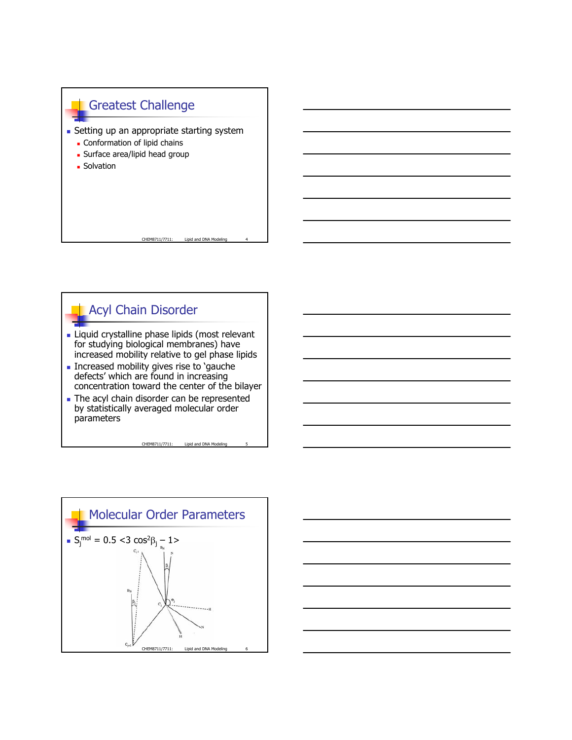## Greatest Challenge

- Setting up an appropriate starting system
  - Conformation of lipid chains
  - Surface area/lipid head group
  - Solvation

## Acyl Chain Disorder

- Liquid crystalline phase lipids (most relevant for studying biological membranes) have increased mobility relative to gel phase lipids
- Increased mobility gives rise to 'gauche defects' which are found in increasing concentration toward the center of the bilayer
- The acyl chain disorder can be represented by statistically averaged molecular order parameters

## Molecular Order Parameters

- $S_j^{mol} = 0.5 <3 \cos^2\beta_j - 1>$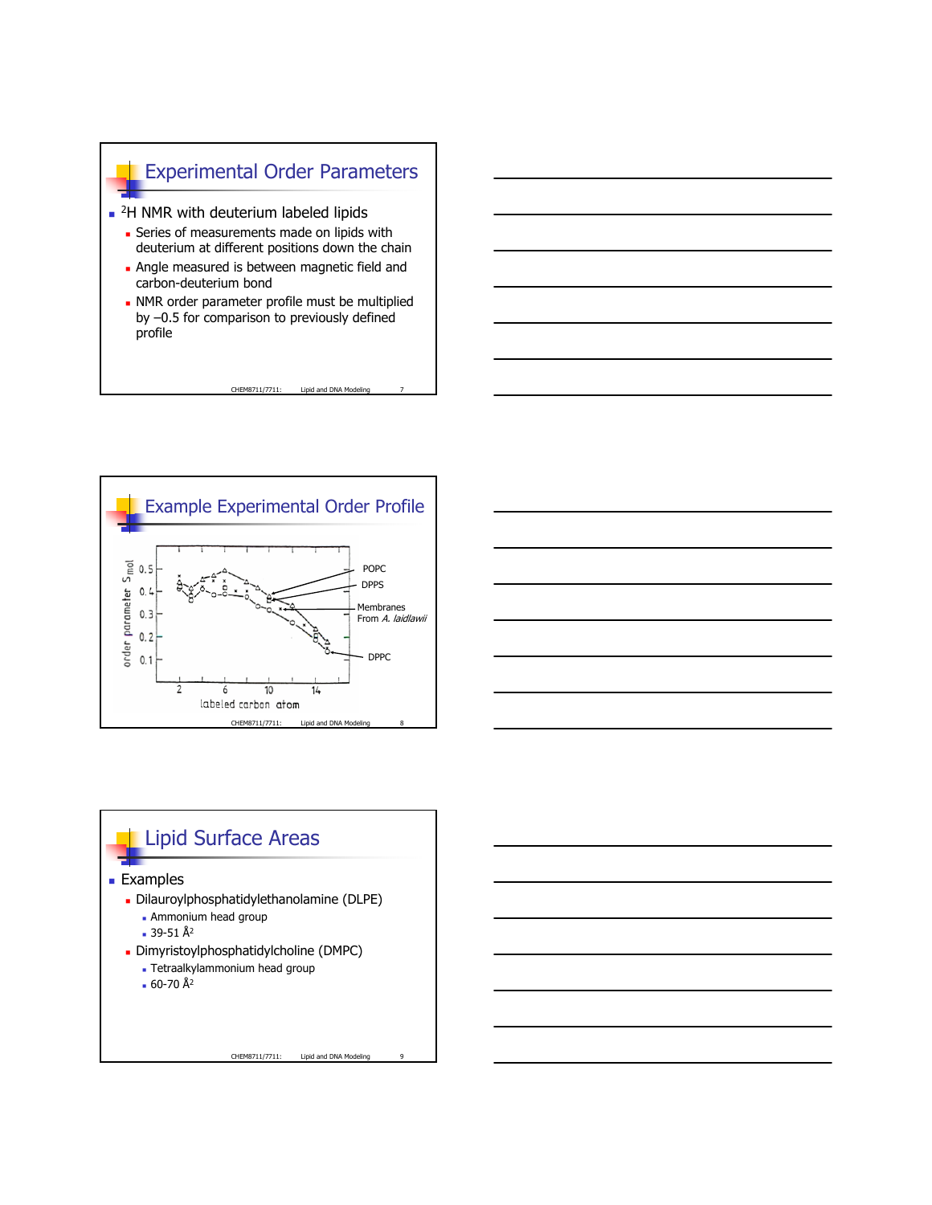## Experimental Order Parameters

- $^2$H NMR with deuterium labeled lipids
  - Series of measurements made on lipids with deuterium at different positions down the chain
  - Angle measured is between magnetic field and carbon-deuterium bond
  - NMR order parameter profile must be multiplied by −0.5 for comparison to previously defined profile

## Example Experimental Order Profile

order parameter $S_{mol}$ (0.1–0.5) vs. labeled carbon atom (2–14)

Curves: POPC, DPPS, Membranes From *A. laidlawii*, DPPC

## Lipid Surface Areas

- Examples
  - Dilauroylphosphatidylethanolamine (DLPE)
    - Ammonium head group
    - 39-51 Å$^2$
  - Dimyristoylphosphatidylcholine (DMPC)
    - Tetraalkylammonium head group
    - 60-70 Å$^2$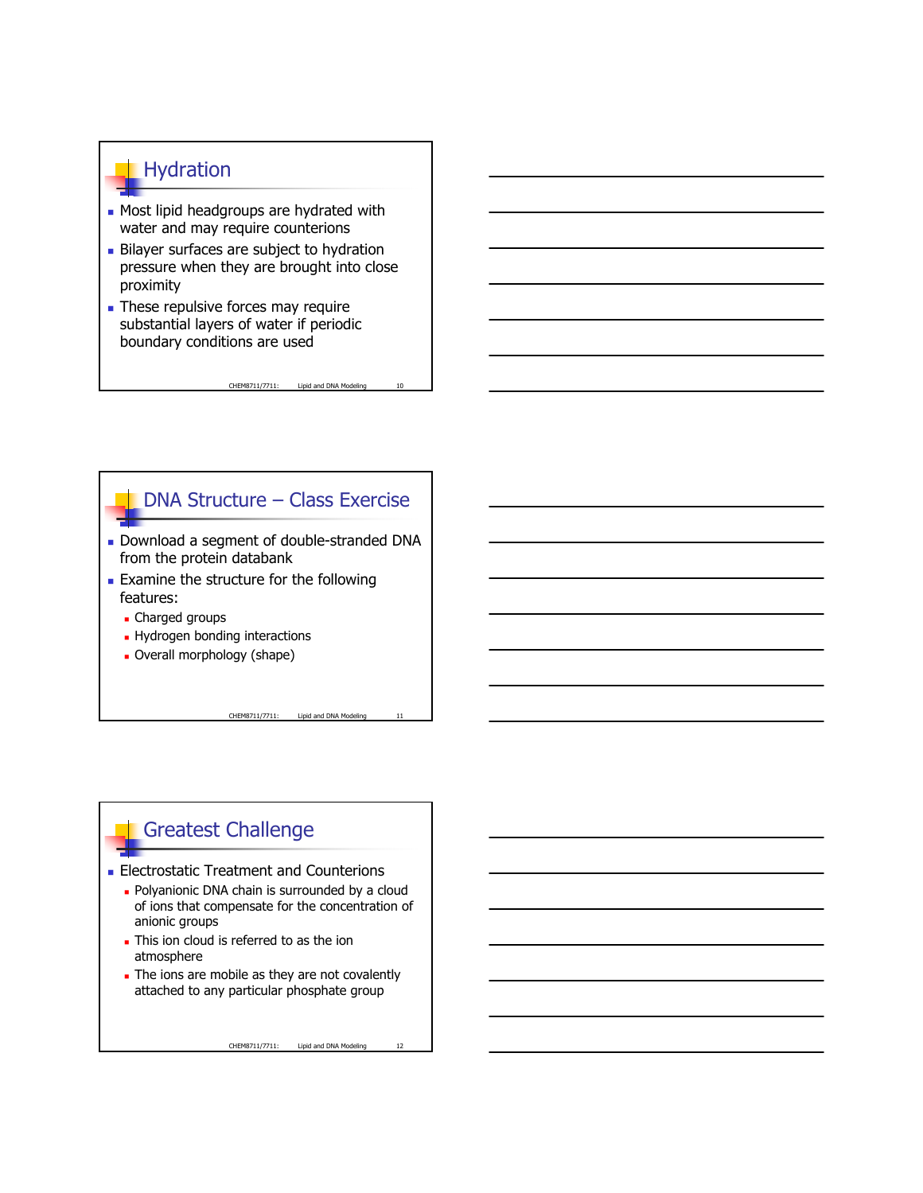## Hydration

- Most lipid headgroups are hydrated with water and may require counterions
- Bilayer surfaces are subject to hydration pressure when they are brought into close proximity
- These repulsive forces may require substantial layers of water if periodic boundary conditions are used

## DNA Structure – Class Exercise

- Download a segment of double-stranded DNA from the protein databank
- Examine the structure for the following features:
  - Charged groups
  - Hydrogen bonding interactions
  - Overall morphology (shape)

## Greatest Challenge

- Electrostatic Treatment and Counterions
  - Polyanionic DNA chain is surrounded by a cloud of ions that compensate for the concentration of anionic groups
  - This ion cloud is referred to as the ion atmosphere
  - The ions are mobile as they are not covalently attached to any particular phosphate group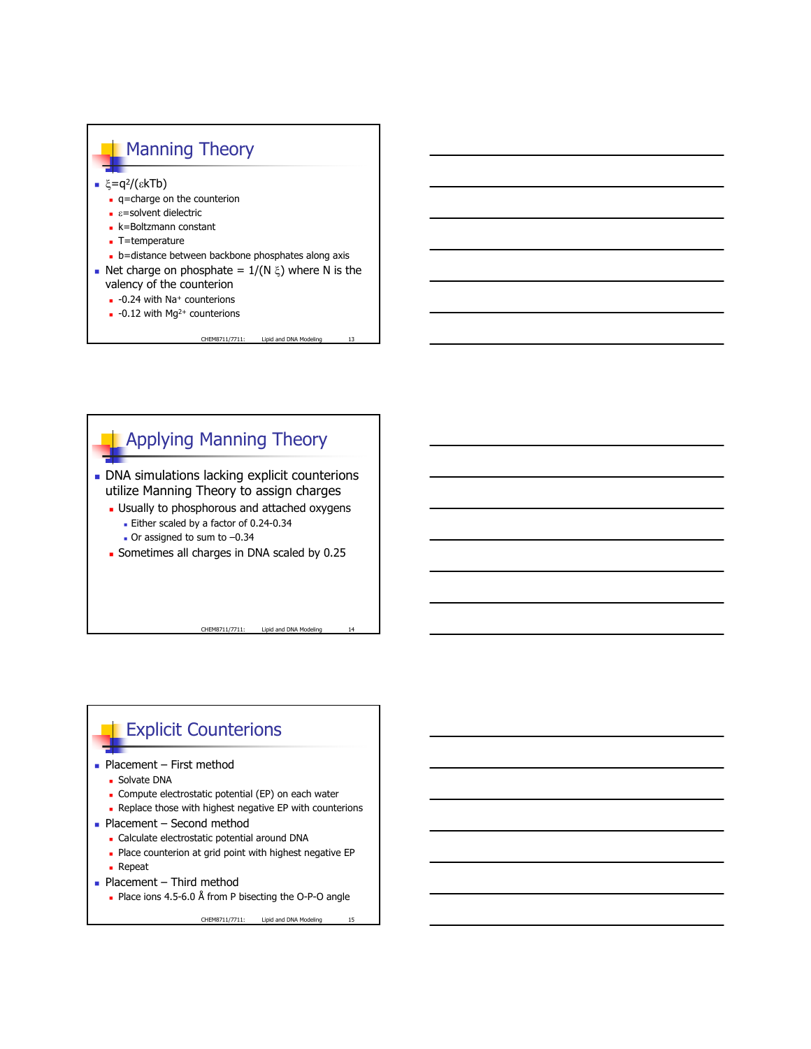## Manning Theory

- $\xi = q^2/(\varepsilon kTb)$
  - q=charge on the counterion
  - $\varepsilon$=solvent dielectric
  - k=Boltzmann constant
  - T=temperature
  - b=distance between backbone phosphates along axis
- Net charge on phosphate = $1/(N\,\xi)$ where N is the valency of the counterion
  - -0.24 with $Na^+$ counterions
  - -0.12 with $Mg^{2+}$ counterions

## Applying Manning Theory

- DNA simulations lacking explicit counterions utilize Manning Theory to assign charges
  - Usually to phosphorous and attached oxygens
    - Either scaled by a factor of 0.24-0.34
    - Or assigned to sum to –0.34
  - Sometimes all charges in DNA scaled by 0.25

## Explicit Counterions

- Placement – First method
  - Solvate DNA
  - Compute electrostatic potential (EP) on each water
  - Replace those with highest negative EP with counterions
- Placement – Second method
  - Calculate electrostatic potential around DNA
  - Place counterion at grid point with highest negative EP
  - Repeat
- Placement – Third method
  - Place ions 4.5-6.0 Å from P bisecting the O-P-O angle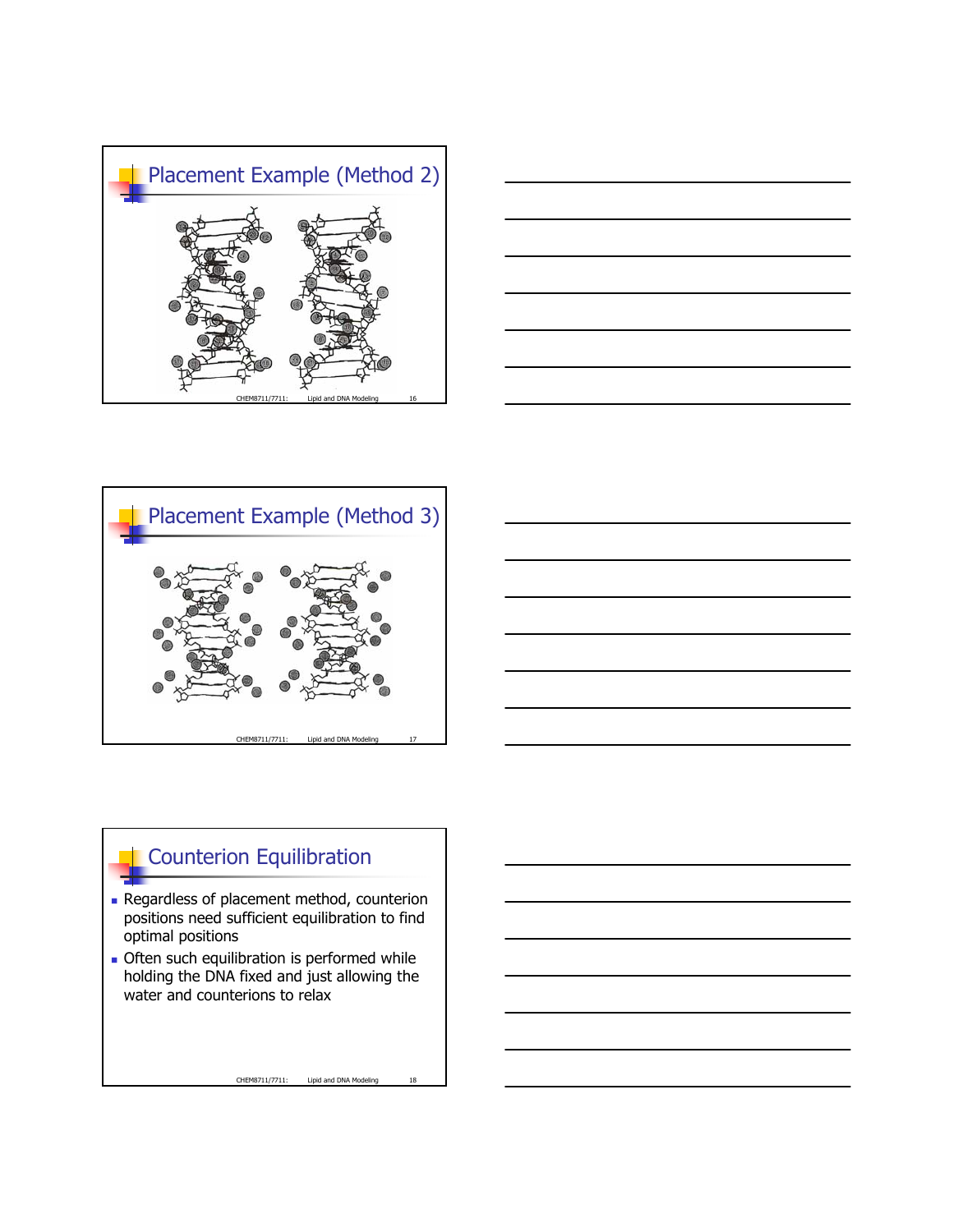## Placement Example (Method 2)

## Placement Example (Method 3)

## Counterion Equilibration

- Regardless of placement method, counterion positions need sufficient equilibration to find optimal positions
- Often such equilibration is performed while holding the DNA fixed and just allowing the water and counterions to relax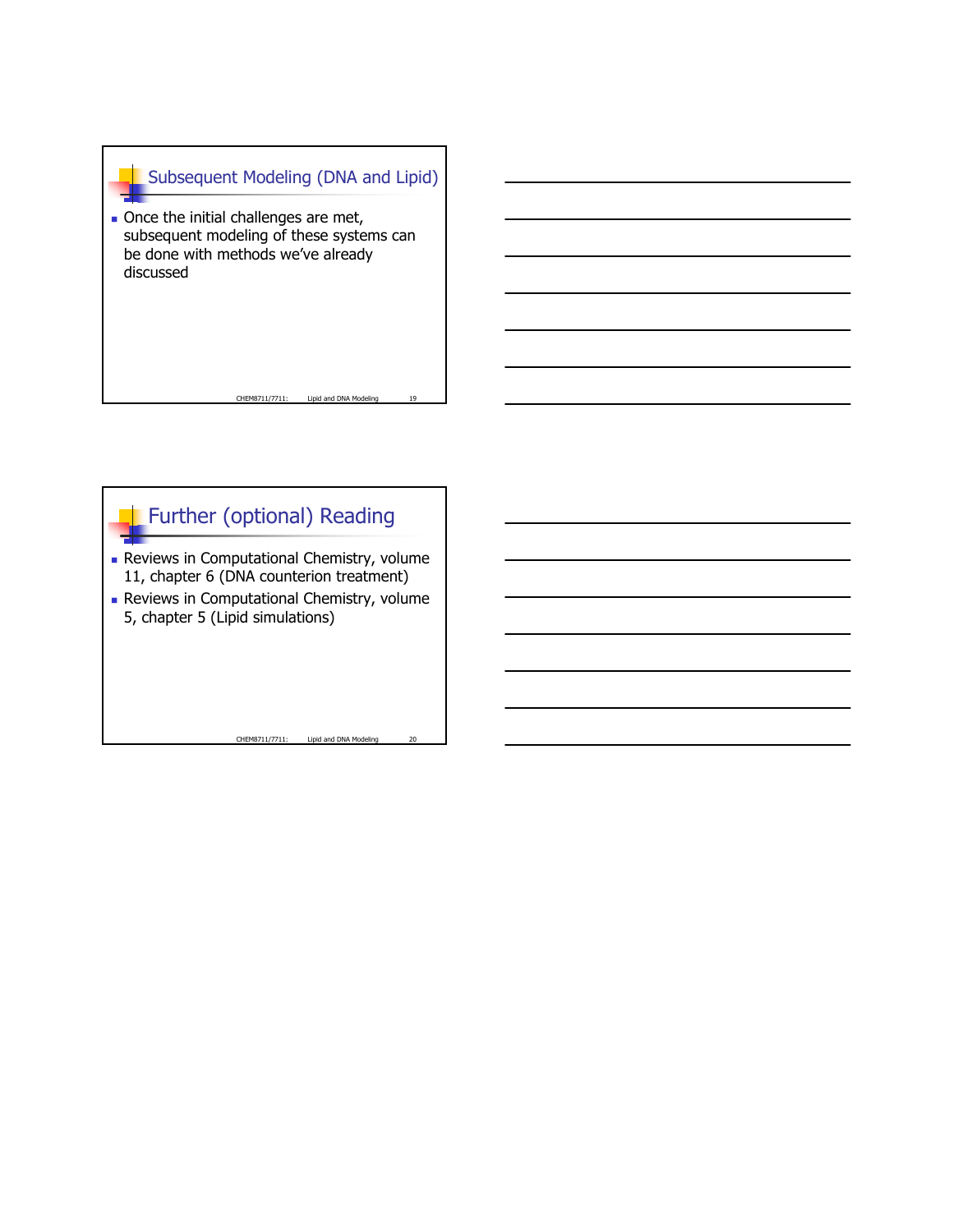## Subsequent Modeling (DNA and Lipid)

- Once the initial challenges are met, subsequent modeling of these systems can be done with methods we've already discussed

## Further (optional) Reading

- Reviews in Computational Chemistry, volume 11, chapter 6 (DNA counterion treatment)
- Reviews in Computational Chemistry, volume 5, chapter 5 (Lipid simulations)